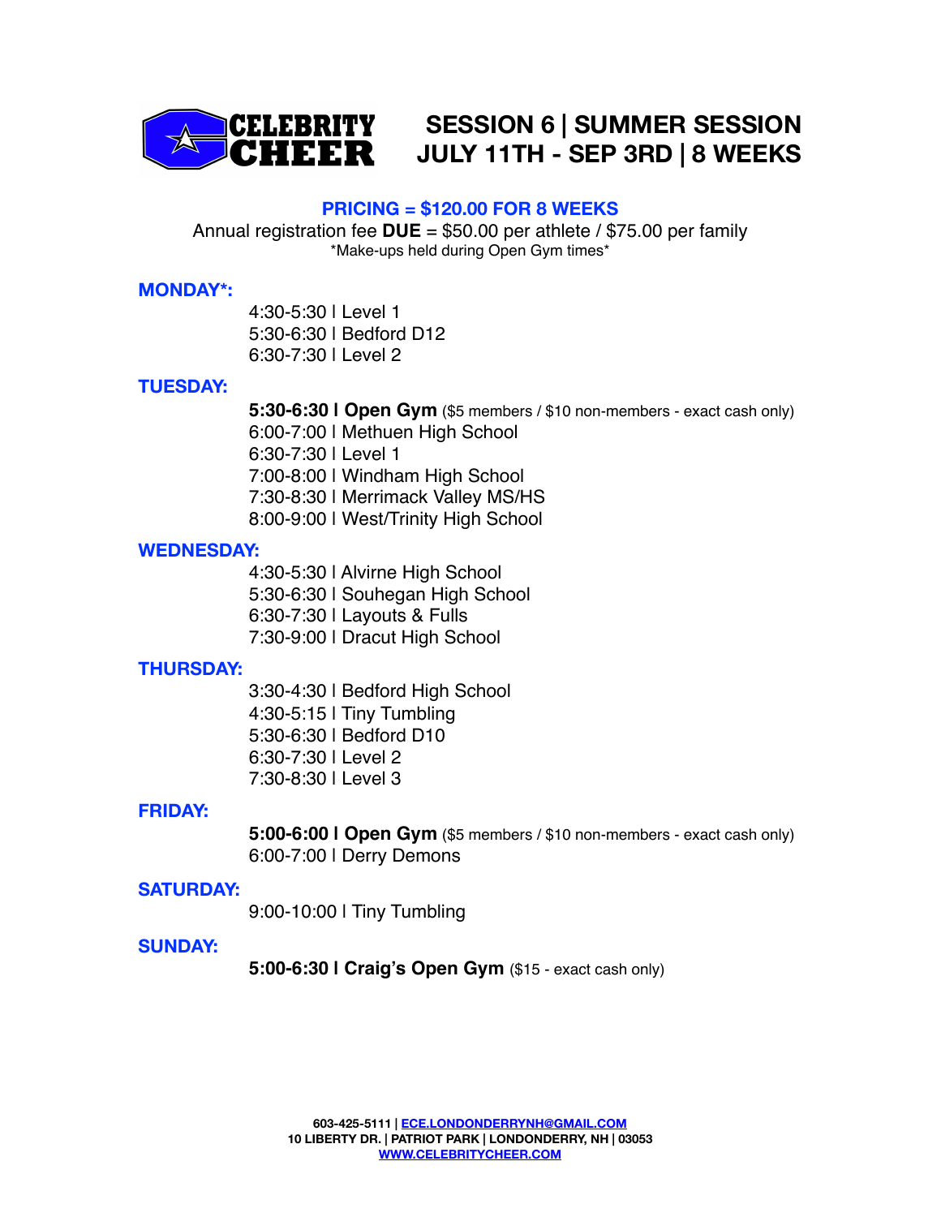**CELEBRITY CHEER**

# SESSION 6 | SUMMER SESSION
# JULY 11TH - SEP 3RD | 8 WEEKS

**PRICING = $120.00 FOR 8 WEEKS**

Annual registration fee **DUE** = $50.00 per athlete / $75.00 per family

*Make-ups held during Open Gym times*

**MONDAY*:**

4:30-5:30 l Level 1
5:30-6:30 l Bedford D12
6:30-7:30 l Level 2

**TUESDAY:**

**5:30-6:30 l Open Gym** ($5 members / $10 non-members - exact cash only)
6:00-7:00 l Methuen High School
6:30-7:30 l Level 1
7:00-8:00 l Windham High School
7:30-8:30 l Merrimack Valley MS/HS
8:00-9:00 l West/Trinity High School

**WEDNESDAY:**

4:30-5:30 l Alvirne High School
5:30-6:30 l Souhegan High School
6:30-7:30 l Layouts & Fulls
7:30-9:00 l Dracut High School

**THURSDAY:**

3:30-4:30 l Bedford High School
4:30-5:15 l Tiny Tumbling
5:30-6:30 l Bedford D10
6:30-7:30 l Level 2
7:30-8:30 l Level 3

**FRIDAY:**

**5:00-6:00 l Open Gym** ($5 members / $10 non-members - exact cash only)
6:00-7:00 l Derry Demons

**SATURDAY:**

9:00-10:00 l Tiny Tumbling

**SUNDAY:**

**5:00-6:30 l Craig's Open Gym** ($15 - exact cash only)

**603-425-5111 | ECE.LONDONDERRYNH@GMAIL.COM**
**10 LIBERTY DR. | PATRIOT PARK | LONDONDERRY, NH | 03053**
**WWW.CELEBRITYCHEER.COM**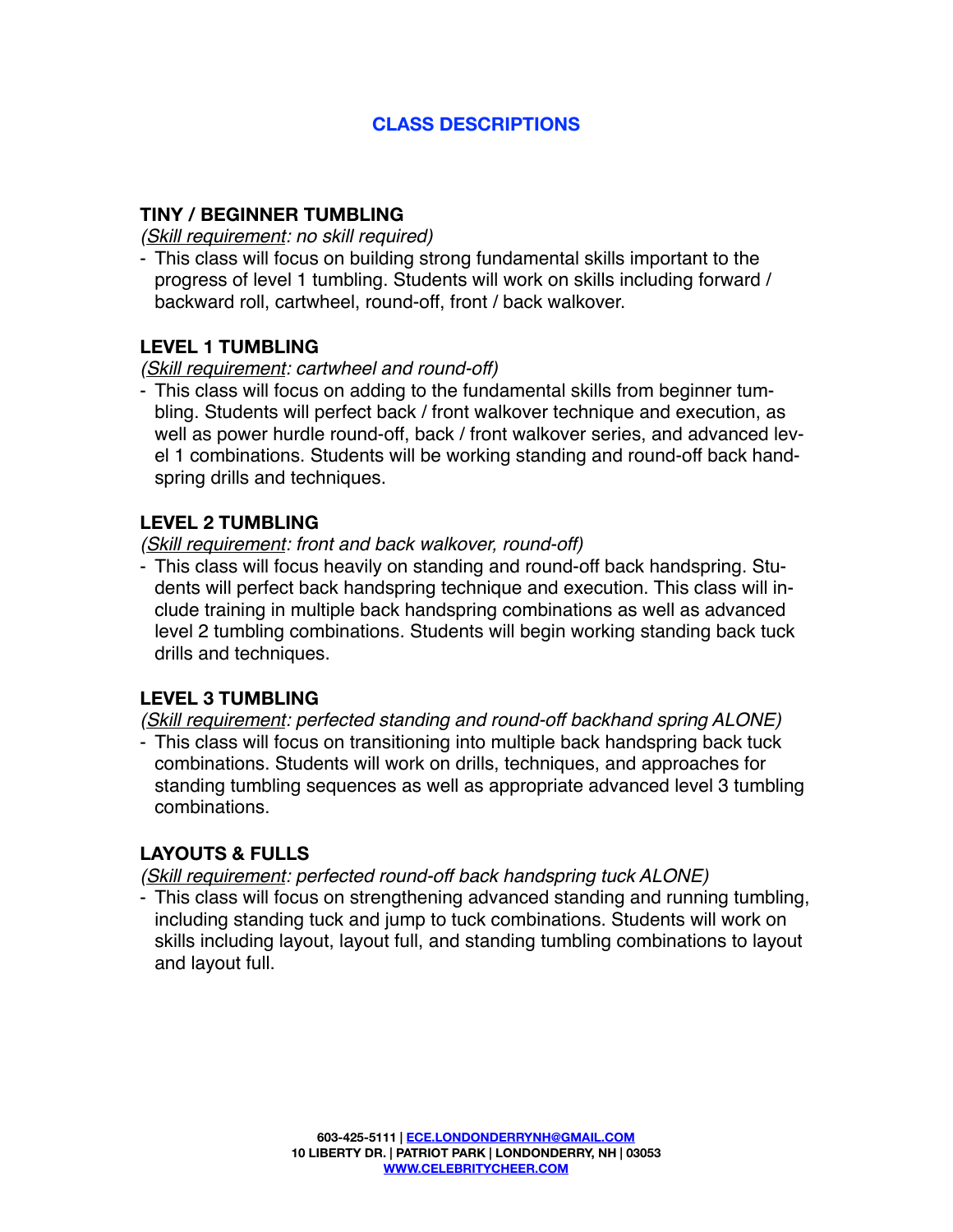# CLASS DESCRIPTIONS

### TINY / BEGINNER TUMBLING

*(Skill requirement: no skill required)*

- This class will focus on building strong fundamental skills important to the progress of level 1 tumbling. Students will work on skills including forward / backward roll, cartwheel, round-off, front / back walkover.

### LEVEL 1 TUMBLING

*(Skill requirement: cartwheel and round-off)*

- This class will focus on adding to the fundamental skills from beginner tumbling. Students will perfect back / front walkover technique and execution, as well as power hurdle round-off, back / front walkover series, and advanced level 1 combinations. Students will be working standing and round-off back handspring drills and techniques.

### LEVEL 2 TUMBLING

*(Skill requirement: front and back walkover, round-off)*

- This class will focus heavily on standing and round-off back handspring. Students will perfect back handspring technique and execution. This class will include training in multiple back handspring combinations as well as advanced level 2 tumbling combinations. Students will begin working standing back tuck drills and techniques.

### LEVEL 3 TUMBLING

*(Skill requirement: perfected standing and round-off backhand spring ALONE)*

- This class will focus on transitioning into multiple back handspring back tuck combinations. Students will work on drills, techniques, and approaches for standing tumbling sequences as well as appropriate advanced level 3 tumbling combinations.

### LAYOUTS & FULLS

*(Skill requirement: perfected round-off back handspring tuck ALONE)*

- This class will focus on strengthening advanced standing and running tumbling, including standing tuck and jump to tuck combinations. Students will work on skills including layout, layout full, and standing tumbling combinations to layout and layout full.

**603-425-5111 | ECE.LONDONDERRYNH@GMAIL.COM**
**10 LIBERTY DR. | PATRIOT PARK | LONDONDERRY, NH | 03053**
**WWW.CELEBRITYCHEER.COM**